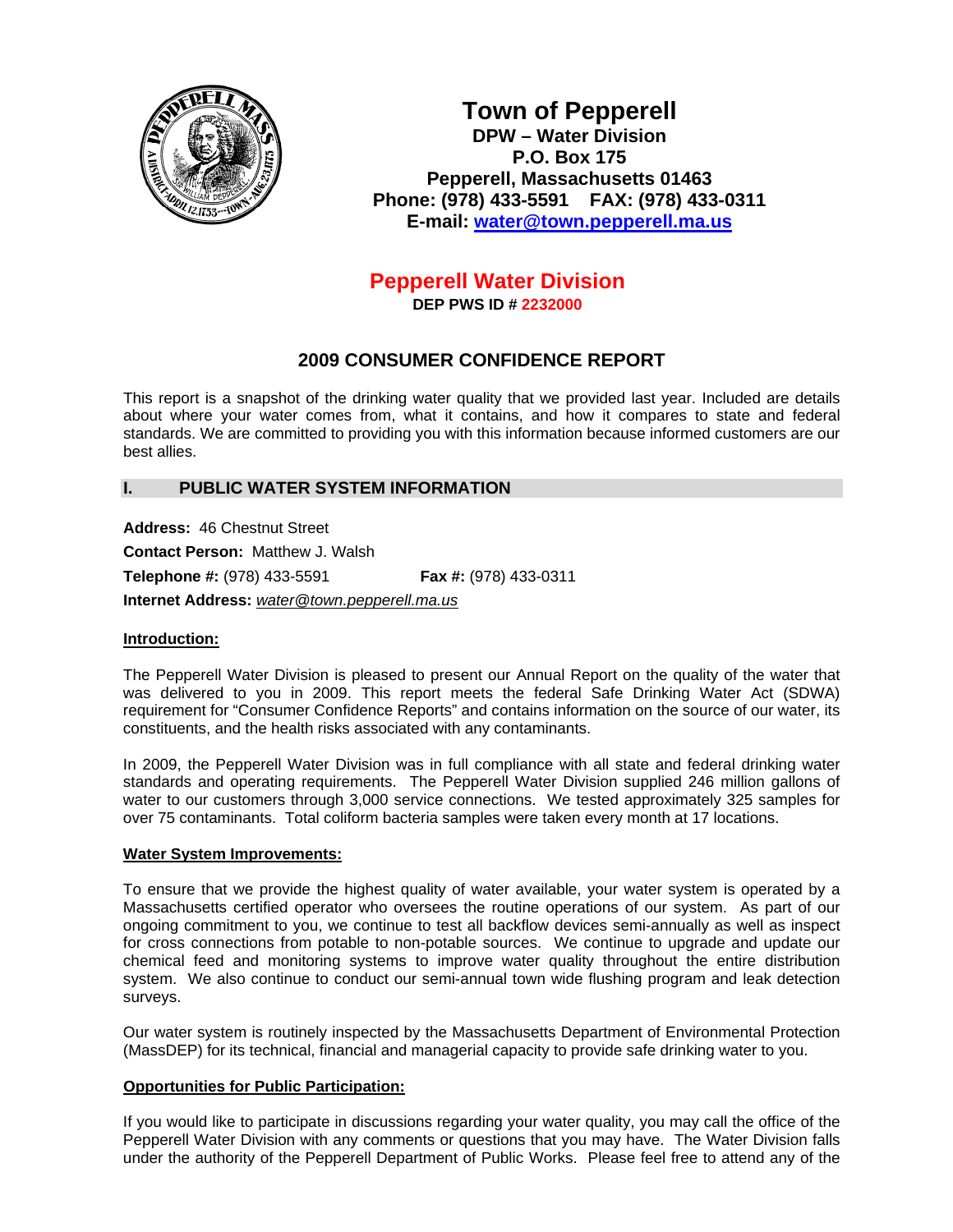# Town of Pepperell

**DPW – Water Division**
**P.O. Box 175**
**Pepperell, Massachusetts 01463**
**Phone: (978) 433-5591 FAX: (978) 433-0311**
**E-mail: water@town.pepperell.ma.us**

## Pepperell Water Division

**DEP PWS ID # 2232000**

## 2009 CONSUMER CONFIDENCE REPORT

This report is a snapshot of the drinking water quality that we provided last year. Included are details about where your water comes from, what it contains, and how it compares to state and federal standards. We are committed to providing you with this information because informed customers are our best allies.

## I. PUBLIC WATER SYSTEM INFORMATION

**Address:** 46 Chestnut Street

**Contact Person:** Matthew J. Walsh

**Telephone #:** (978) 433-5591 **Fax #:** (978) 433-0311

**Internet Address:** *water@town.pepperell.ma.us*

### Introduction:

The Pepperell Water Division is pleased to present our Annual Report on the quality of the water that was delivered to you in 2009. This report meets the federal Safe Drinking Water Act (SDWA) requirement for "Consumer Confidence Reports" and contains information on the source of our water, its constituents, and the health risks associated with any contaminants.

In 2009, the Pepperell Water Division was in full compliance with all state and federal drinking water standards and operating requirements. The Pepperell Water Division supplied 246 million gallons of water to our customers through 3,000 service connections. We tested approximately 325 samples for over 75 contaminants. Total coliform bacteria samples were taken every month at 17 locations.

### Water System Improvements:

To ensure that we provide the highest quality of water available, your water system is operated by a Massachusetts certified operator who oversees the routine operations of our system. As part of our ongoing commitment to you, we continue to test all backflow devices semi-annually as well as inspect for cross connections from potable to non-potable sources. We continue to upgrade and update our chemical feed and monitoring systems to improve water quality throughout the entire distribution system. We also continue to conduct our semi-annual town wide flushing program and leak detection surveys.

Our water system is routinely inspected by the Massachusetts Department of Environmental Protection (MassDEP) for its technical, financial and managerial capacity to provide safe drinking water to you.

### Opportunities for Public Participation:

If you would like to participate in discussions regarding your water quality, you may call the office of the Pepperell Water Division with any comments or questions that you may have. The Water Division falls under the authority of the Pepperell Department of Public Works. Please feel free to attend any of the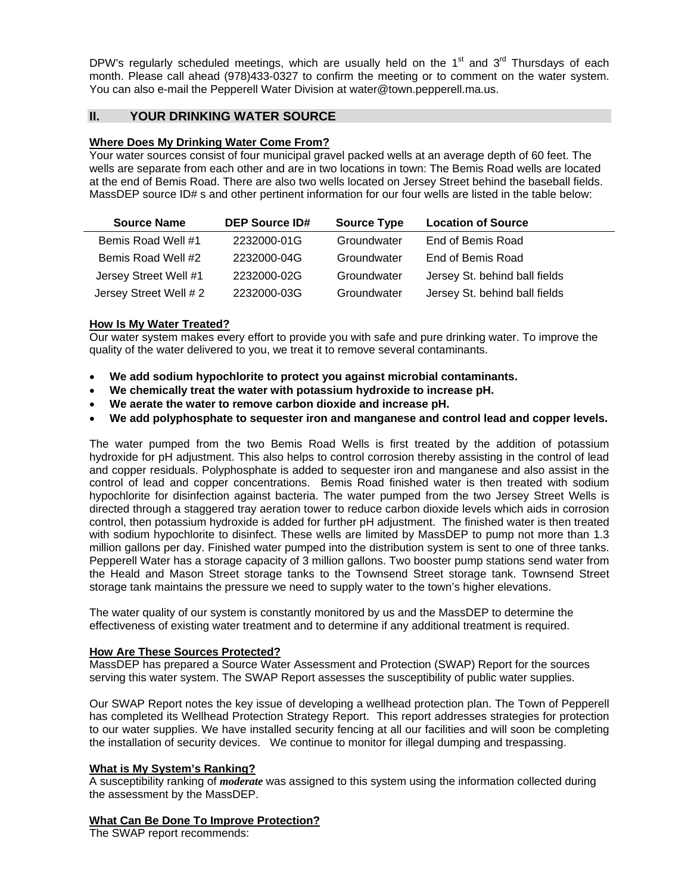DPW's regularly scheduled meetings, which are usually held on the 1st and 3rd Thursdays of each month. Please call ahead (978)433-0327 to confirm the meeting or to comment on the water system. You can also e-mail the Pepperell Water Division at water@town.pepperell.ma.us.

## II. YOUR DRINKING WATER SOURCE

**Where Does My Drinking Water Come From?**

Your water sources consist of four municipal gravel packed wells at an average depth of 60 feet. The wells are separate from each other and are in two locations in town: The Bemis Road wells are located at the end of Bemis Road. There are also two wells located on Jersey Street behind the baseball fields. MassDEP source ID# s and other pertinent information for our four wells are listed in the table below:

| Source Name | DEP Source ID# | Source Type | Location of Source |
|---|---|---|---|
| Bemis Road Well #1 | 2232000-01G | Groundwater | End of Bemis Road |
| Bemis Road Well #2 | 2232000-04G | Groundwater | End of Bemis Road |
| Jersey Street Well #1 | 2232000-02G | Groundwater | Jersey St. behind ball fields |
| Jersey Street Well # 2 | 2232000-03G | Groundwater | Jersey St. behind ball fields |

**How Is My Water Treated?**

Our water system makes every effort to provide you with safe and pure drinking water. To improve the quality of the water delivered to you, we treat it to remove several contaminants.

- **We add sodium hypochlorite to protect you against microbial contaminants.**
- **We chemically treat the water with potassium hydroxide to increase pH.**
- **We aerate the water to remove carbon dioxide and increase pH.**
- **We add polyphosphate to sequester iron and manganese and control lead and copper levels.**

The water pumped from the two Bemis Road Wells is first treated by the addition of potassium hydroxide for pH adjustment. This also helps to control corrosion thereby assisting in the control of lead and copper residuals. Polyphosphate is added to sequester iron and manganese and also assist in the control of lead and copper concentrations. Bemis Road finished water is then treated with sodium hypochlorite for disinfection against bacteria. The water pumped from the two Jersey Street Wells is directed through a staggered tray aeration tower to reduce carbon dioxide levels which aids in corrosion control, then potassium hydroxide is added for further pH adjustment. The finished water is then treated with sodium hypochlorite to disinfect. These wells are limited by MassDEP to pump not more than 1.3 million gallons per day. Finished water pumped into the distribution system is sent to one of three tanks. Pepperell Water has a storage capacity of 3 million gallons. Two booster pump stations send water from the Heald and Mason Street storage tanks to the Townsend Street storage tank. Townsend Street storage tank maintains the pressure we need to supply water to the town's higher elevations.

The water quality of our system is constantly monitored by us and the MassDEP to determine the effectiveness of existing water treatment and to determine if any additional treatment is required.

**How Are These Sources Protected?**

MassDEP has prepared a Source Water Assessment and Protection (SWAP) Report for the sources serving this water system. The SWAP Report assesses the susceptibility of public water supplies.

Our SWAP Report notes the key issue of developing a wellhead protection plan. The Town of Pepperell has completed its Wellhead Protection Strategy Report. This report addresses strategies for protection to our water supplies. We have installed security fencing at all our facilities and will soon be completing the installation of security devices. We continue to monitor for illegal dumping and trespassing.

**What is My System's Ranking?**

A susceptibility ranking of ***moderate*** was assigned to this system using the information collected during the assessment by the MassDEP.

**What Can Be Done To Improve Protection?**

The SWAP report recommends: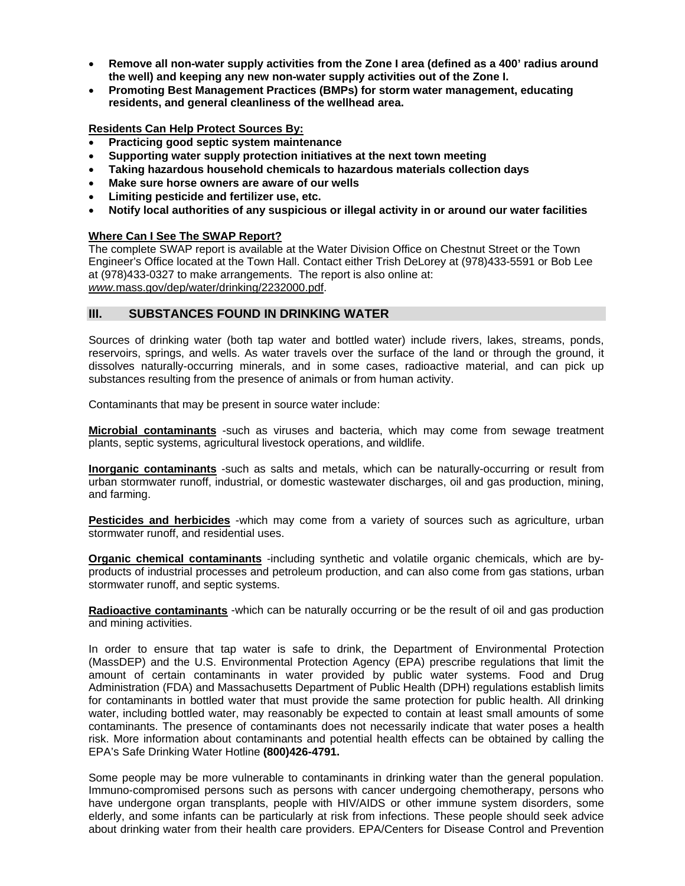- **Remove all non-water supply activities from the Zone I area (defined as a 400' radius around the well) and keeping any new non-water supply activities out of the Zone I.**
- **Promoting Best Management Practices (BMPs) for storm water management, educating residents, and general cleanliness of the wellhead area.**

**Residents Can Help Protect Sources By:**

- **Practicing good septic system maintenance**
- **Supporting water supply protection initiatives at the next town meeting**
- **Taking hazardous household chemicals to hazardous materials collection days**
- **Make sure horse owners are aware of our wells**
- **Limiting pesticide and fertilizer use, etc.**
- **Notify local authorities of any suspicious or illegal activity in or around our water facilities**

**Where Can I See The SWAP Report?**

The complete SWAP report is available at the Water Division Office on Chestnut Street or the Town Engineer's Office located at the Town Hall. Contact either Trish DeLorey at (978)433-5591 or Bob Lee at (978)433-0327 to make arrangements. The report is also online at: *www.*mass.gov/dep/water/drinking/2232000.pdf.

## III. SUBSTANCES FOUND IN DRINKING WATER

Sources of drinking water (both tap water and bottled water) include rivers, lakes, streams, ponds, reservoirs, springs, and wells. As water travels over the surface of the land or through the ground, it dissolves naturally-occurring minerals, and in some cases, radioactive material, and can pick up substances resulting from the presence of animals or from human activity.

Contaminants that may be present in source water include:

**Microbial contaminants** -such as viruses and bacteria, which may come from sewage treatment plants, septic systems, agricultural livestock operations, and wildlife.

**Inorganic contaminants** -such as salts and metals, which can be naturally-occurring or result from urban stormwater runoff, industrial, or domestic wastewater discharges, oil and gas production, mining, and farming.

**Pesticides and herbicides** -which may come from a variety of sources such as agriculture, urban stormwater runoff, and residential uses.

**Organic chemical contaminants** -including synthetic and volatile organic chemicals, which are by-products of industrial processes and petroleum production, and can also come from gas stations, urban stormwater runoff, and septic systems.

**Radioactive contaminants** -which can be naturally occurring or be the result of oil and gas production and mining activities.

In order to ensure that tap water is safe to drink, the Department of Environmental Protection (MassDEP) and the U.S. Environmental Protection Agency (EPA) prescribe regulations that limit the amount of certain contaminants in water provided by public water systems. Food and Drug Administration (FDA) and Massachusetts Department of Public Health (DPH) regulations establish limits for contaminants in bottled water that must provide the same protection for public health. All drinking water, including bottled water, may reasonably be expected to contain at least small amounts of some contaminants. The presence of contaminants does not necessarily indicate that water poses a health risk. More information about contaminants and potential health effects can be obtained by calling the EPA's Safe Drinking Water Hotline **(800)426-4791.**

Some people may be more vulnerable to contaminants in drinking water than the general population. Immuno-compromised persons such as persons with cancer undergoing chemotherapy, persons who have undergone organ transplants, people with HIV/AIDS or other immune system disorders, some elderly, and some infants can be particularly at risk from infections. These people should seek advice about drinking water from their health care providers. EPA/Centers for Disease Control and Prevention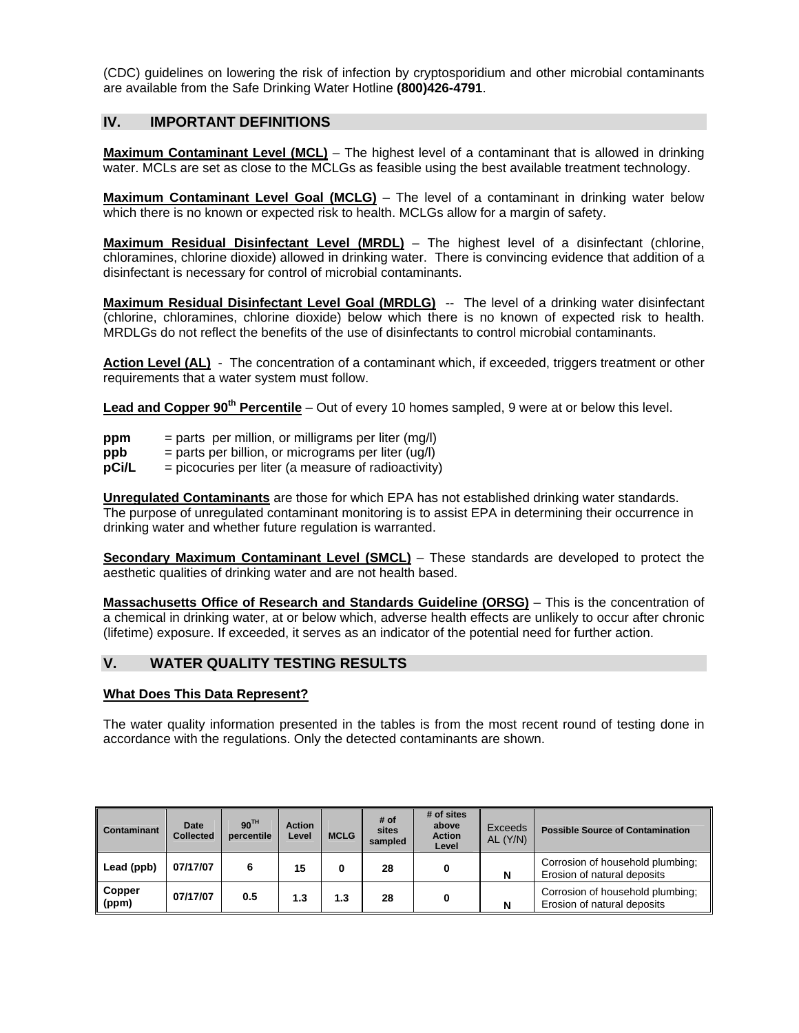(CDC) guidelines on lowering the risk of infection by cryptosporidium and other microbial contaminants are available from the Safe Drinking Water Hotline **(800)426-4791**.

## IV. IMPORTANT DEFINITIONS

**Maximum Contaminant Level (MCL)** – The highest level of a contaminant that is allowed in drinking water. MCLs are set as close to the MCLGs as feasible using the best available treatment technology.

**Maximum Contaminant Level Goal (MCLG)** – The level of a contaminant in drinking water below which there is no known or expected risk to health. MCLGs allow for a margin of safety.

**Maximum Residual Disinfectant Level (MRDL)** – The highest level of a disinfectant (chlorine, chloramines, chlorine dioxide) allowed in drinking water. There is convincing evidence that addition of a disinfectant is necessary for control of microbial contaminants.

**Maximum Residual Disinfectant Level Goal (MRDLG)** -- The level of a drinking water disinfectant (chlorine, chloramines, chlorine dioxide) below which there is no known of expected risk to health. MRDLGs do not reflect the benefits of the use of disinfectants to control microbial contaminants.

**Action Level (AL)** - The concentration of a contaminant which, if exceeded, triggers treatment or other requirements that a water system must follow.

**Lead and Copper 90th Percentile** – Out of every 10 homes sampled, 9 were at or below this level.

**ppm** = parts per million, or milligrams per liter (mg/l)
**ppb** = parts per billion, or micrograms per liter (ug/l)
**pCi/L** = picocuries per liter (a measure of radioactivity)

**Unregulated Contaminants** are those for which EPA has not established drinking water standards. The purpose of unregulated contaminant monitoring is to assist EPA in determining their occurrence in drinking water and whether future regulation is warranted.

**Secondary Maximum Contaminant Level (SMCL)** – These standards are developed to protect the aesthetic qualities of drinking water and are not health based.

**Massachusetts Office of Research and Standards Guideline (ORSG)** – This is the concentration of a chemical in drinking water, at or below which, adverse health effects are unlikely to occur after chronic (lifetime) exposure. If exceeded, it serves as an indicator of the potential need for further action.

## V. WATER QUALITY TESTING RESULTS

**What Does This Data Represent?**

The water quality information presented in the tables is from the most recent round of testing done in accordance with the regulations. Only the detected contaminants are shown.

| Contaminant | Date Collected | 90TH percentile | Action Level | MCLG | # of sites sampled | # of sites above Action Level | Exceeds AL (Y/N) | Possible Source of Contamination |
|---|---|---|---|---|---|---|---|---|
| Lead (ppb) | 07/17/07 | 6 | 15 | 0 | 28 | 0 | N | Corrosion of household plumbing; Erosion of natural deposits |
| Copper (ppm) | 07/17/07 | 0.5 | 1.3 | 1.3 | 28 | 0 | N | Corrosion of household plumbing; Erosion of natural deposits |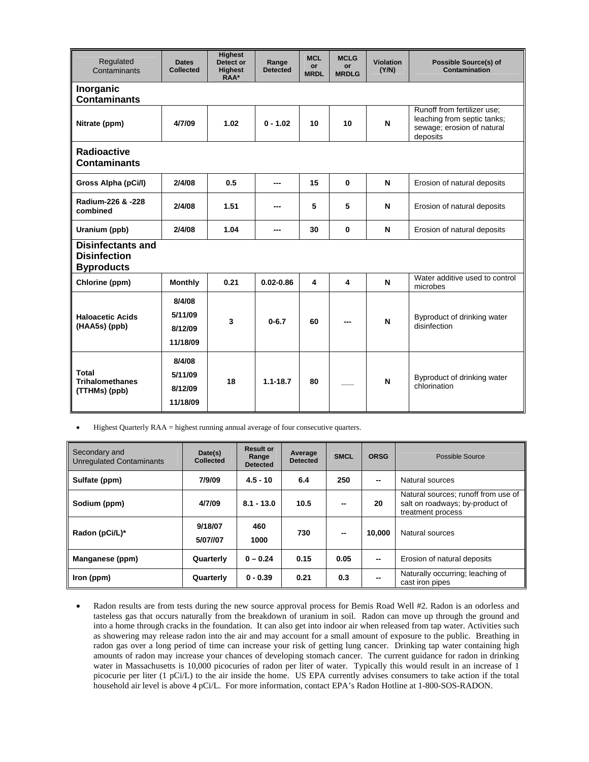| Regulated Contaminants | Dates Collected | Highest Detect or Highest RAA* | Range Detected | MCL or MRDL | MCLG or MRDLG | Violation (Y/N) | Possible Source(s) of Contamination |
|---|---|---|---|---|---|---|---|
| **Inorganic Contaminants** | | | | | | | |
| **Nitrate (ppm)** | **4/7/09** | **1.02** | **0 - 1.02** | **10** | **10** | **N** | Runoff from fertilizer use; leaching from septic tanks; sewage; erosion of natural deposits |
| **Radioactive Contaminants** | | | | | | | |
| **Gross Alpha (pCi/l)** | **2/4/08** | **0.5** | **---** | **15** | **0** | **N** | Erosion of natural deposits |
| **Radium-226 & -228 combined** | **2/4/08** | **1.51** | **---** | **5** | **5** | **N** | Erosion of natural deposits |
| **Uranium (ppb)** | **2/4/08** | **1.04** | **---** | **30** | **0** | **N** | Erosion of natural deposits |
| **Disinfectants and Disinfection Byproducts** | | | | | | | |
| **Chlorine (ppm)** | **Monthly** | **0.21** | **0.02-0.86** | **4** | **4** | **N** | Water additive used to control microbes |
| **Haloacetic Acids (HAA5s) (ppb)** | **8/4/08 5/11/09 8/12/09 11/18/09** | **3** | **0-6.7** | **60** | **---** | **N** | Byproduct of drinking water disinfection |
| **Total Trihalomethanes (TTHMs) (ppb)** | **8/4/08 5/11/09 8/12/09 11/18/09** | **18** | **1.1-18.7** | **80** | ___ | **N** | Byproduct of drinking water chlorination |

- Highest Quarterly RAA = highest running annual average of four consecutive quarters.

| Secondary and Unregulated Contaminants | Date(s) Collected | Result or Range Detected | Average Detected | SMCL | ORSG | Possible Source |
|---|---|---|---|---|---|---|
| **Sulfate (ppm)** | **7/9/09** | **4.5 - 10** | **6.4** | **250** | **--** | Natural sources |
| **Sodium (ppm)** | **4/7/09** | **8.1 - 13.0** | **10.5** | **--** | **20** | Natural sources; runoff from use of salt on roadways; by-product of treatment process |
| **Radon (pCi/L)*** | **9/18/07 5/07//07** | **460 1000** | **730** | **--** | **10,000** | Natural sources |
| **Manganese (ppm)** | **Quarterly** | **0 – 0.24** | **0.15** | **0.05** | **--** | Erosion of natural deposits |
| **Iron (ppm)** | **Quarterly** | **0 - 0.39** | **0.21** | **0.3** | **--** | Naturally occurring; leaching of cast iron pipes |

- Radon results are from tests during the new source approval process for Bemis Road Well #2. Radon is an odorless and tasteless gas that occurs naturally from the breakdown of uranium in soil. Radon can move up through the ground and into a home through cracks in the foundation. It can also get into indoor air when released from tap water. Activities such as showering may release radon into the air and may account for a small amount of exposure to the public. Breathing in radon gas over a long period of time can increase your risk of getting lung cancer. Drinking tap water containing high amounts of radon may increase your chances of developing stomach cancer. The current guidance for radon in drinking water in Massachusetts is 10,000 picocuries of radon per liter of water. Typically this would result in an increase of 1 picocurie per liter (1 pCi/L) to the air inside the home. US EPA currently advises consumers to take action if the total household air level is above 4 pCi/L. For more information, contact EPA's Radon Hotline at 1-800-SOS-RADON.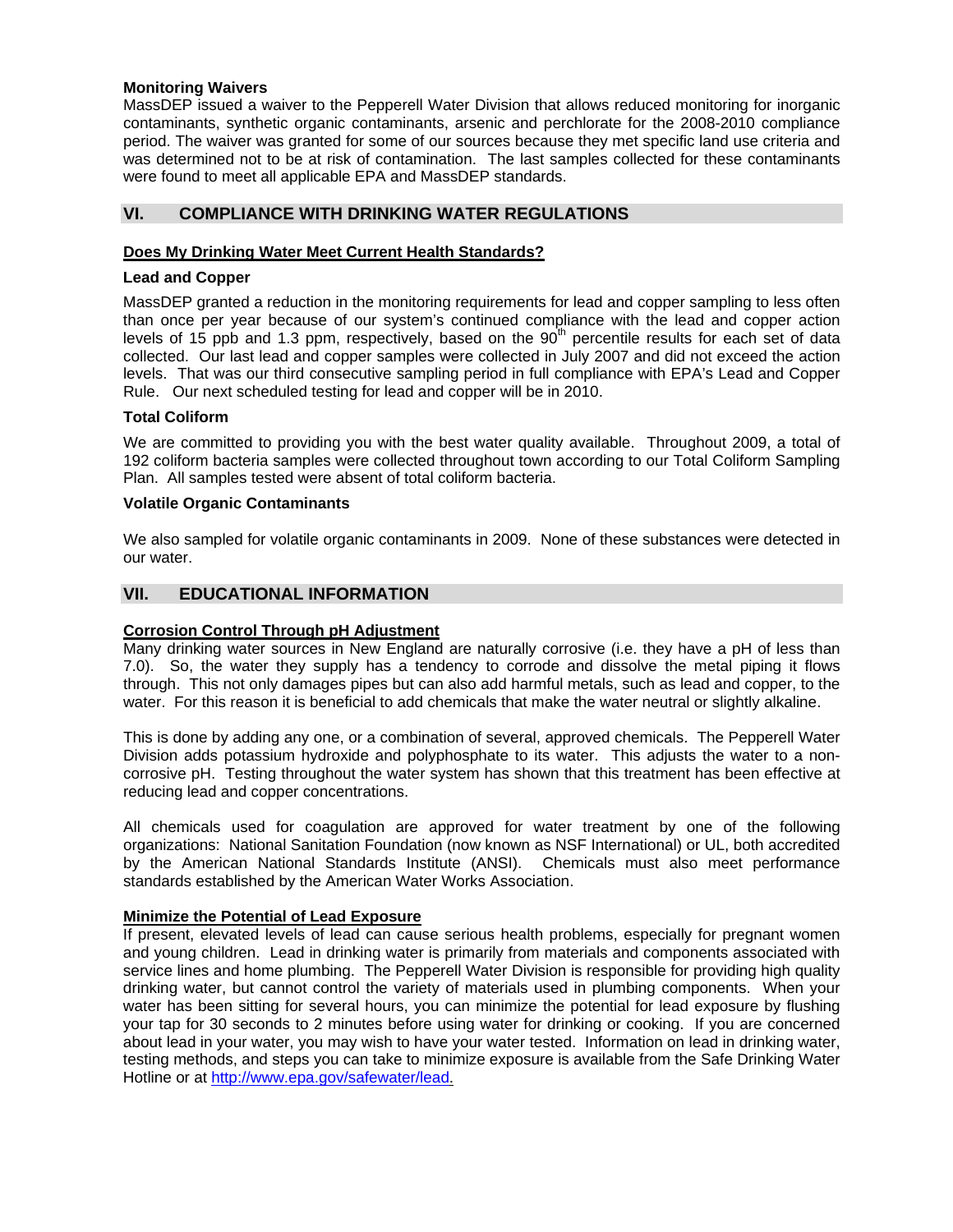**Monitoring Waivers**

MassDEP issued a waiver to the Pepperell Water Division that allows reduced monitoring for inorganic contaminants, synthetic organic contaminants, arsenic and perchlorate for the 2008-2010 compliance period. The waiver was granted for some of our sources because they met specific land use criteria and was determined not to be at risk of contamination. The last samples collected for these contaminants were found to meet all applicable EPA and MassDEP standards.

## VI. COMPLIANCE WITH DRINKING WATER REGULATIONS

### Does My Drinking Water Meet Current Health Standards?

**Lead and Copper**

MassDEP granted a reduction in the monitoring requirements for lead and copper sampling to less often than once per year because of our system's continued compliance with the lead and copper action levels of 15 ppb and 1.3 ppm, respectively, based on the $90^{th}$ percentile results for each set of data collected. Our last lead and copper samples were collected in July 2007 and did not exceed the action levels. That was our third consecutive sampling period in full compliance with EPA's Lead and Copper Rule. Our next scheduled testing for lead and copper will be in 2010.

**Total Coliform**

We are committed to providing you with the best water quality available. Throughout 2009, a total of 192 coliform bacteria samples were collected throughout town according to our Total Coliform Sampling Plan. All samples tested were absent of total coliform bacteria.

**Volatile Organic Contaminants**

We also sampled for volatile organic contaminants in 2009. None of these substances were detected in our water.

## VII. EDUCATIONAL INFORMATION

### Corrosion Control Through pH Adjustment

Many drinking water sources in New England are naturally corrosive (i.e. they have a pH of less than 7.0). So, the water they supply has a tendency to corrode and dissolve the metal piping it flows through. This not only damages pipes but can also add harmful metals, such as lead and copper, to the water. For this reason it is beneficial to add chemicals that make the water neutral or slightly alkaline.

This is done by adding any one, or a combination of several, approved chemicals. The Pepperell Water Division adds potassium hydroxide and polyphosphate to its water. This adjusts the water to a non-corrosive pH. Testing throughout the water system has shown that this treatment has been effective at reducing lead and copper concentrations.

All chemicals used for coagulation are approved for water treatment by one of the following organizations: National Sanitation Foundation (now known as NSF International) or UL, both accredited by the American National Standards Institute (ANSI). Chemicals must also meet performance standards established by the American Water Works Association.

### Minimize the Potential of Lead Exposure

If present, elevated levels of lead can cause serious health problems, especially for pregnant women and young children. Lead in drinking water is primarily from materials and components associated with service lines and home plumbing. The Pepperell Water Division is responsible for providing high quality drinking water, but cannot control the variety of materials used in plumbing components. When your water has been sitting for several hours, you can minimize the potential for lead exposure by flushing your tap for 30 seconds to 2 minutes before using water for drinking or cooking. If you are concerned about lead in your water, you may wish to have your water tested. Information on lead in drinking water, testing methods, and steps you can take to minimize exposure is available from the Safe Drinking Water Hotline or at http://www.epa.gov/safewater/lead.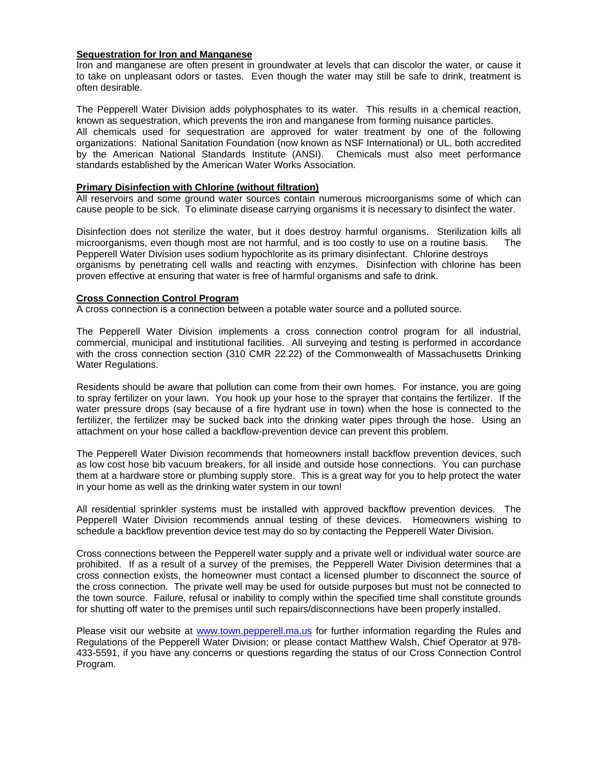**Sequestration for Iron and Manganese**

Iron and manganese are often present in groundwater at levels that can discolor the water, or cause it to take on unpleasant odors or tastes. Even though the water may still be safe to drink, treatment is often desirable.

The Pepperell Water Division adds polyphosphates to its water. This results in a chemical reaction, known as sequestration, which prevents the iron and manganese from forming nuisance particles. All chemicals used for sequestration are approved for water treatment by one of the following organizations: National Sanitation Foundation (now known as NSF International) or UL, both accredited by the American National Standards Institute (ANSI). Chemicals must also meet performance standards established by the American Water Works Association.

**Primary Disinfection with Chlorine (without filtration)**

All reservoirs and some ground water sources contain numerous microorganisms some of which can cause people to be sick. To eliminate disease carrying organisms it is necessary to disinfect the water.

Disinfection does not sterilize the water, but it does destroy harmful organisms. Sterilization kills all microorganisms, even though most are not harmful, and is too costly to use on a routine basis. The Pepperell Water Division uses sodium hypochlorite as its primary disinfectant. Chlorine destroys organisms by penetrating cell walls and reacting with enzymes. Disinfection with chlorine has been proven effective at ensuring that water is free of harmful organisms and safe to drink.

**Cross Connection Control Program**

A cross connection is a connection between a potable water source and a polluted source.

The Pepperell Water Division implements a cross connection control program for all industrial, commercial, municipal and institutional facilities. All surveying and testing is performed in accordance with the cross connection section (310 CMR 22.22) of the Commonwealth of Massachusetts Drinking Water Regulations.

Residents should be aware that pollution can come from their own homes. For instance, you are going to spray fertilizer on your lawn. You hook up your hose to the sprayer that contains the fertilizer. If the water pressure drops (say because of a fire hydrant use in town) when the hose is connected to the fertilizer, the fertilizer may be sucked back into the drinking water pipes through the hose. Using an attachment on your hose called a backflow-prevention device can prevent this problem.

The Pepperell Water Division recommends that homeowners install backflow prevention devices, such as low cost hose bib vacuum breakers, for all inside and outside hose connections. You can purchase them at a hardware store or plumbing supply store. This is a great way for you to help protect the water in your home as well as the drinking water system in our town!

All residential sprinkler systems must be installed with approved backflow prevention devices. The Pepperell Water Division recommends annual testing of these devices. Homeowners wishing to schedule a backflow prevention device test may do so by contacting the Pepperell Water Division.

Cross connections between the Pepperell water supply and a private well or individual water source are prohibited. If as a result of a survey of the premises, the Pepperell Water Division determines that a cross connection exists, the homeowner must contact a licensed plumber to disconnect the source of the cross connection. The private well may be used for outside purposes but must not be connected to the town source. Failure, refusal or inability to comply within the specified time shall constitute grounds for shutting off water to the premises until such repairs/disconnections have been properly installed.

Please visit our website at www.town.pepperell.ma.us for further information regarding the Rules and Regulations of the Pepperell Water Division; or please contact Matthew Walsh, Chief Operator at 978-433-5591, if you have any concerns or questions regarding the status of our Cross Connection Control Program.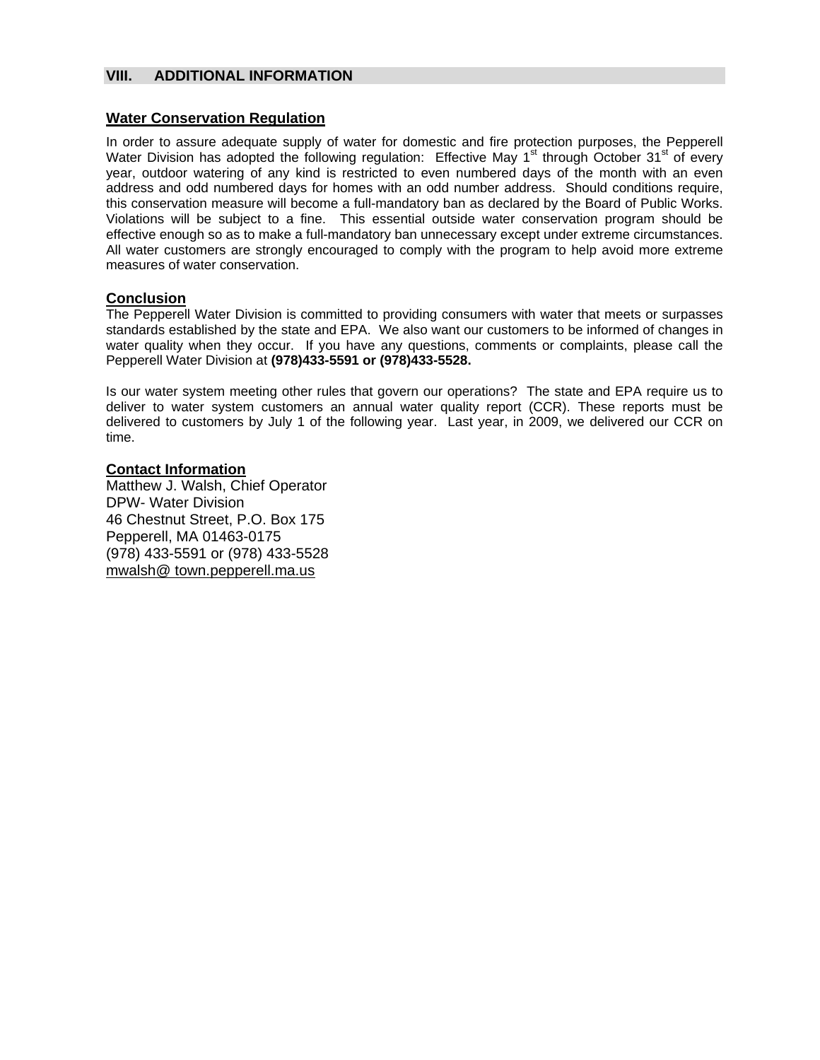## VIII. ADDITIONAL INFORMATION

### Water Conservation Regulation

In order to assure adequate supply of water for domestic and fire protection purposes, the Pepperell Water Division has adopted the following regulation: Effective May 1st through October 31st of every year, outdoor watering of any kind is restricted to even numbered days of the month with an even address and odd numbered days for homes with an odd number address. Should conditions require, this conservation measure will become a full-mandatory ban as declared by the Board of Public Works. Violations will be subject to a fine. This essential outside water conservation program should be effective enough so as to make a full-mandatory ban unnecessary except under extreme circumstances. All water customers are strongly encouraged to comply with the program to help avoid more extreme measures of water conservation.

### Conclusion

The Pepperell Water Division is committed to providing consumers with water that meets or surpasses standards established by the state and EPA. We also want our customers to be informed of changes in water quality when they occur. If you have any questions, comments or complaints, please call the Pepperell Water Division at **(978)433-5591 or (978)433-5528.**

Is our water system meeting other rules that govern our operations? The state and EPA require us to deliver to water system customers an annual water quality report (CCR). These reports must be delivered to customers by July 1 of the following year. Last year, in 2009, we delivered our CCR on time.

### Contact Information

Matthew J. Walsh, Chief Operator
DPW- Water Division
46 Chestnut Street, P.O. Box 175
Pepperell, MA 01463-0175
(978) 433-5591 or (978) 433-5528
mwalsh@ town.pepperell.ma.us